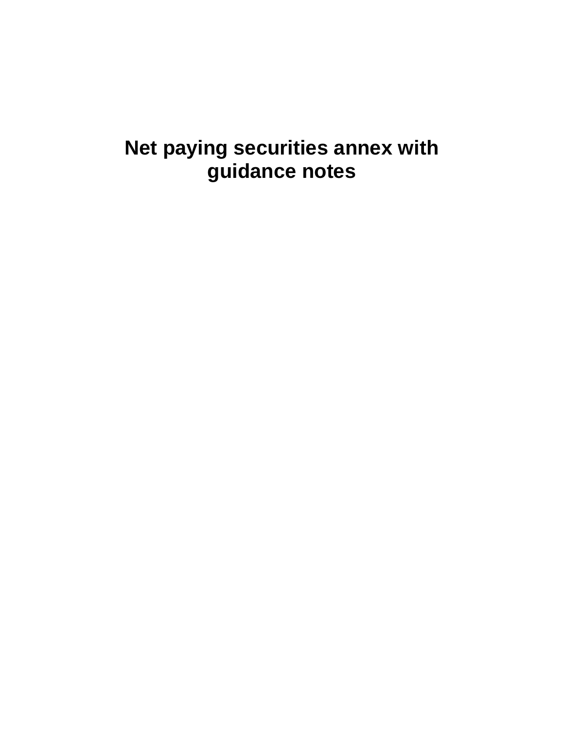# Net paying securities annex with guidance notes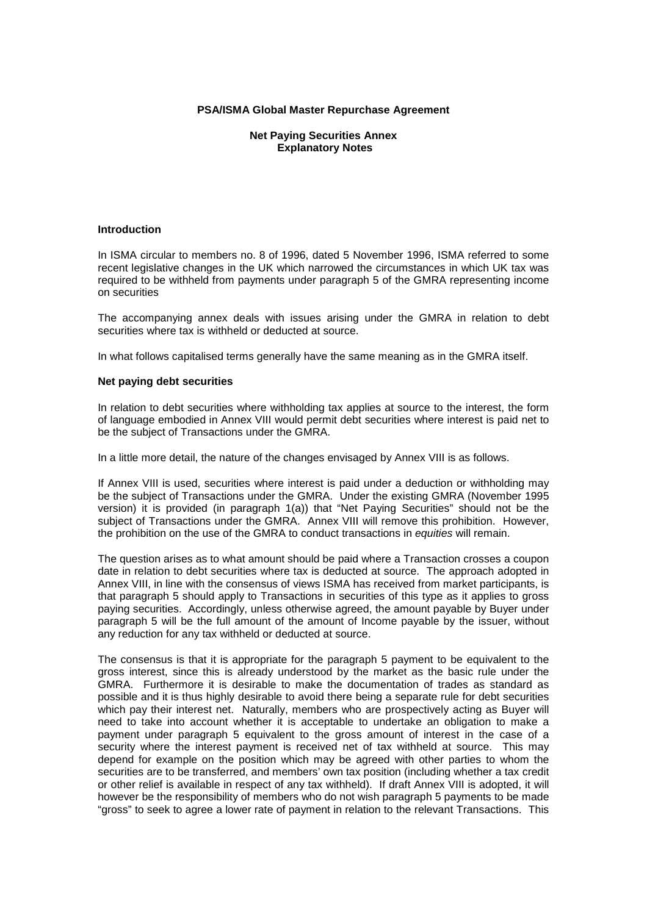**PSA/ISMA Global Master Repurchase Agreement**

**Net Paying Securities Annex**
**Explanatory Notes**

**Introduction**

In ISMA circular to members no. 8 of 1996, dated 5 November 1996, ISMA referred to some recent legislative changes in the UK which narrowed the circumstances in which UK tax was required to be withheld from payments under paragraph 5 of the GMRA representing income on securities

The accompanying annex deals with issues arising under the GMRA in relation to debt securities where tax is withheld or deducted at source.

In what follows capitalised terms generally have the same meaning as in the GMRA itself.

**Net paying debt securities**

In relation to debt securities where withholding tax applies at source to the interest, the form of language embodied in Annex VIII would permit debt securities where interest is paid net to be the subject of Transactions under the GMRA.

In a little more detail, the nature of the changes envisaged by Annex VIII is as follows.

If Annex VIII is used, securities where interest is paid under a deduction or withholding may be the subject of Transactions under the GMRA. Under the existing GMRA (November 1995 version) it is provided (in paragraph 1(a)) that "Net Paying Securities" should not be the subject of Transactions under the GMRA. Annex VIII will remove this prohibition. However, the prohibition on the use of the GMRA to conduct transactions in *equities* will remain.

The question arises as to what amount should be paid where a Transaction crosses a coupon date in relation to debt securities where tax is deducted at source. The approach adopted in Annex VIII, in line with the consensus of views ISMA has received from market participants, is that paragraph 5 should apply to Transactions in securities of this type as it applies to gross paying securities. Accordingly, unless otherwise agreed, the amount payable by Buyer under paragraph 5 will be the full amount of the amount of Income payable by the issuer, without any reduction for any tax withheld or deducted at source.

The consensus is that it is appropriate for the paragraph 5 payment to be equivalent to the gross interest, since this is already understood by the market as the basic rule under the GMRA. Furthermore it is desirable to make the documentation of trades as standard as possible and it is thus highly desirable to avoid there being a separate rule for debt securities which pay their interest net. Naturally, members who are prospectively acting as Buyer will need to take into account whether it is acceptable to undertake an obligation to make a payment under paragraph 5 equivalent to the gross amount of interest in the case of a security where the interest payment is received net of tax withheld at source. This may depend for example on the position which may be agreed with other parties to whom the securities are to be transferred, and members' own tax position (including whether a tax credit or other relief is available in respect of any tax withheld). If draft Annex VIII is adopted, it will however be the responsibility of members who do not wish paragraph 5 payments to be made "gross" to seek to agree a lower rate of payment in relation to the relevant Transactions. This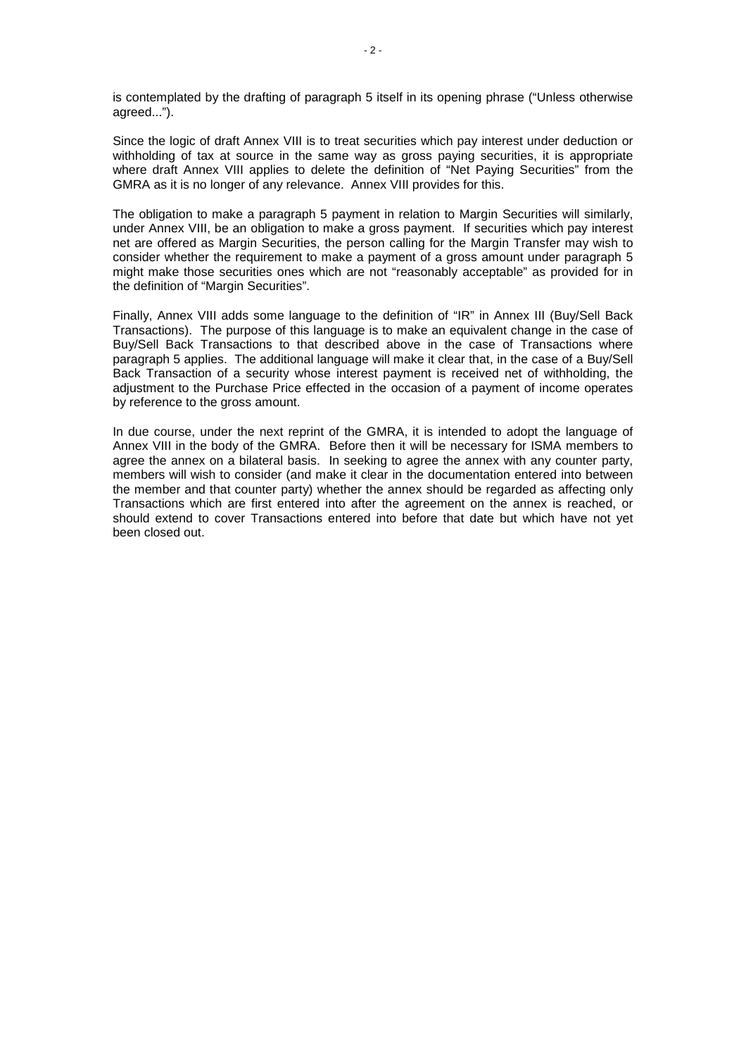is contemplated by the drafting of paragraph 5 itself in its opening phrase ("Unless otherwise agreed...").

Since the logic of draft Annex VIII is to treat securities which pay interest under deduction or withholding of tax at source in the same way as gross paying securities, it is appropriate where draft Annex VIII applies to delete the definition of "Net Paying Securities" from the GMRA as it is no longer of any relevance. Annex VIII provides for this.

The obligation to make a paragraph 5 payment in relation to Margin Securities will similarly, under Annex VIII, be an obligation to make a gross payment. If securities which pay interest net are offered as Margin Securities, the person calling for the Margin Transfer may wish to consider whether the requirement to make a payment of a gross amount under paragraph 5 might make those securities ones which are not "reasonably acceptable" as provided for in the definition of "Margin Securities".

Finally, Annex VIII adds some language to the definition of "IR" in Annex III (Buy/Sell Back Transactions). The purpose of this language is to make an equivalent change in the case of Buy/Sell Back Transactions to that described above in the case of Transactions where paragraph 5 applies. The additional language will make it clear that, in the case of a Buy/Sell Back Transaction of a security whose interest payment is received net of withholding, the adjustment to the Purchase Price effected in the occasion of a payment of income operates by reference to the gross amount.

In due course, under the next reprint of the GMRA, it is intended to adopt the language of Annex VIII in the body of the GMRA. Before then it will be necessary for ISMA members to agree the annex on a bilateral basis. In seeking to agree the annex with any counter party, members will wish to consider (and make it clear in the documentation entered into between the member and that counter party) whether the annex should be regarded as affecting only Transactions which are first entered into after the agreement on the annex is reached, or should extend to cover Transactions entered into before that date but which have not yet been closed out.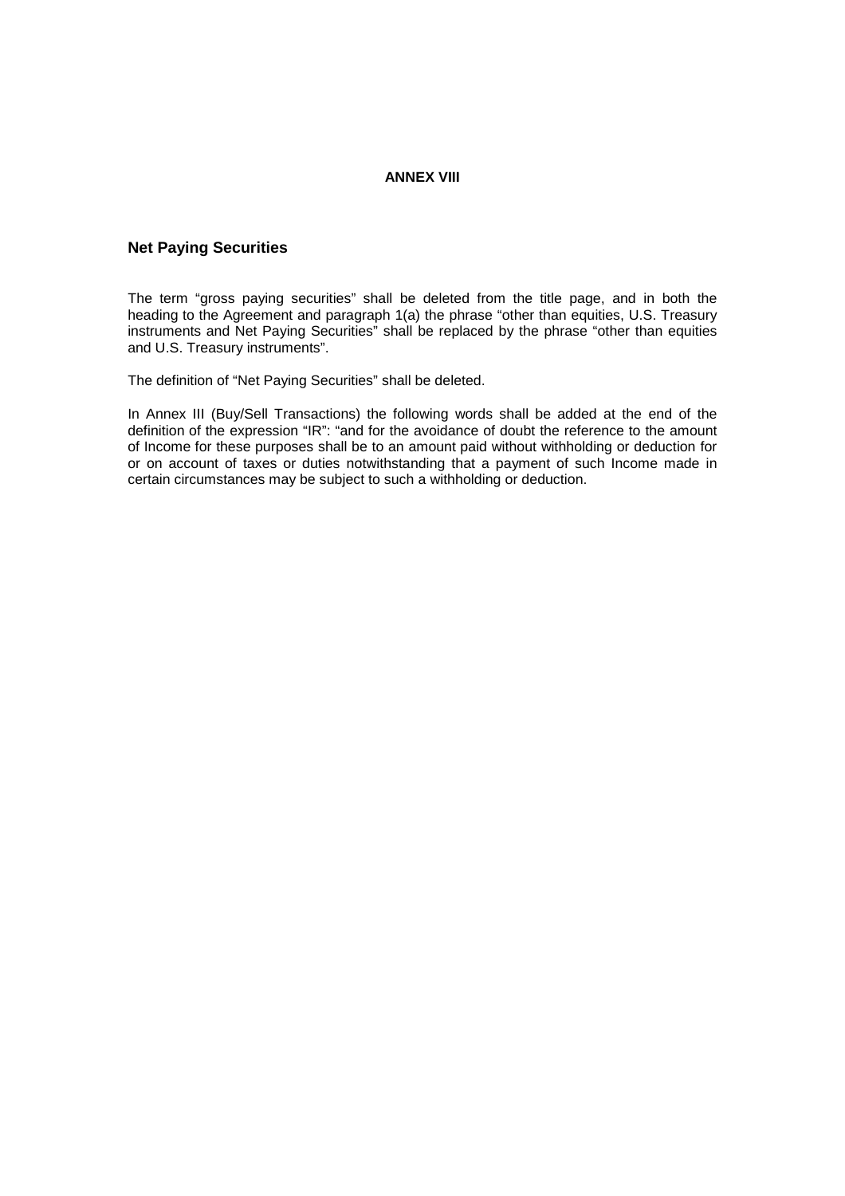**ANNEX VIII**

## Net Paying Securities

The term "gross paying securities" shall be deleted from the title page, and in both the heading to the Agreement and paragraph 1(a) the phrase "other than equities, U.S. Treasury instruments and Net Paying Securities" shall be replaced by the phrase "other than equities and U.S. Treasury instruments".

The definition of "Net Paying Securities" shall be deleted.

In Annex III (Buy/Sell Transactions) the following words shall be added at the end of the definition of the expression "IR": "and for the avoidance of doubt the reference to the amount of Income for these purposes shall be to an amount paid without withholding or deduction for or on account of taxes or duties notwithstanding that a payment of such Income made in certain circumstances may be subject to such a withholding or deduction.